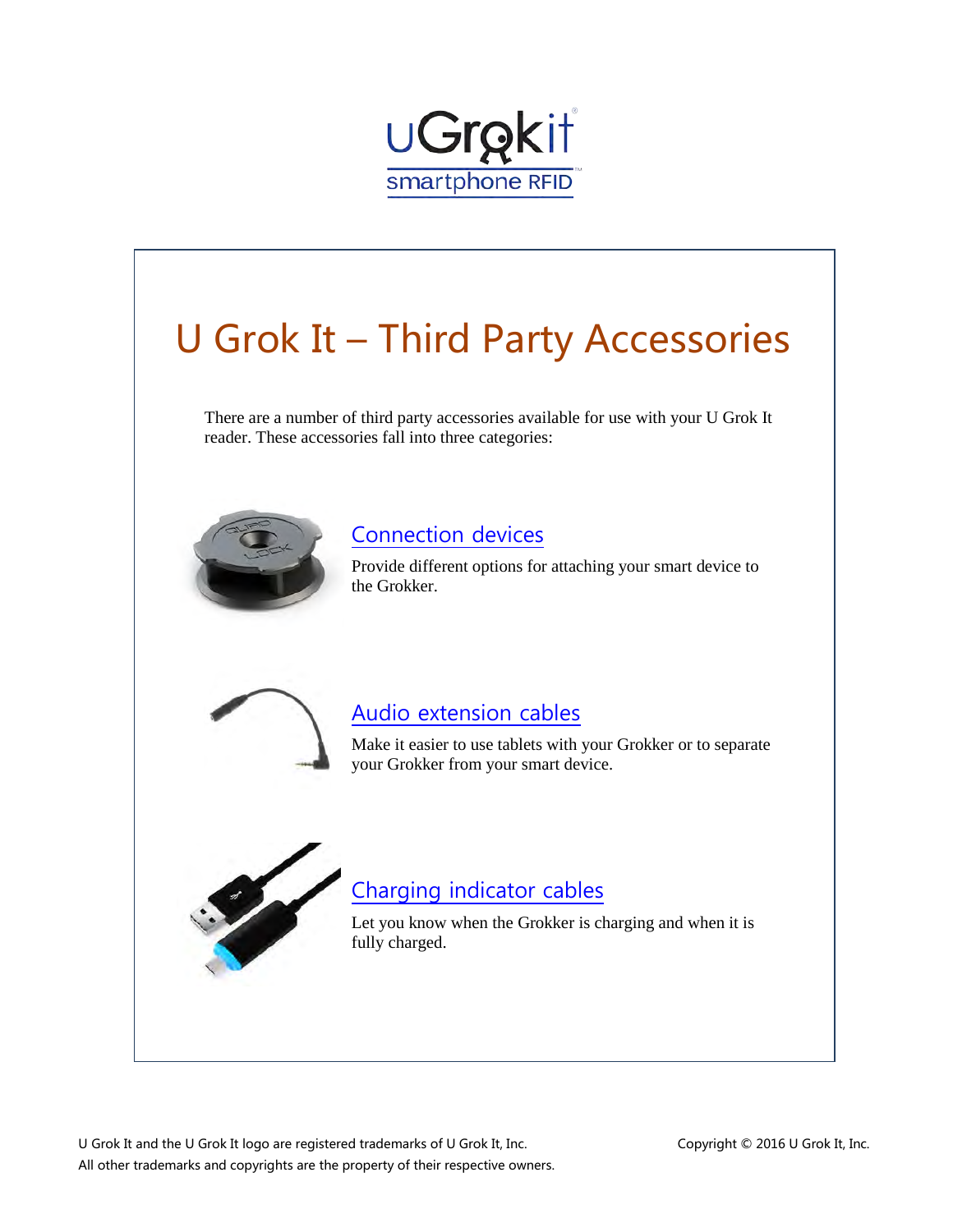# U Grok It – Third Party Accessories

There are a number of third party accessories available for use with your U Grok It reader. These accessories fall into three categories:

## Connection devices

Provide different options for attaching your smart device to the Grokker.

## Audio extension cables

Make it easier to use tablets with your Grokker or to separate your Grokker from your smart device.

## Charging indicator cables

Let you know when the Grokker is charging and when it is fully charged.

U Grok It and the U Grok It logo are registered trademarks of U Grok It, Inc.
All other trademarks and copyrights are the property of their respective owners.

Copyright © 2016 U Grok It, Inc.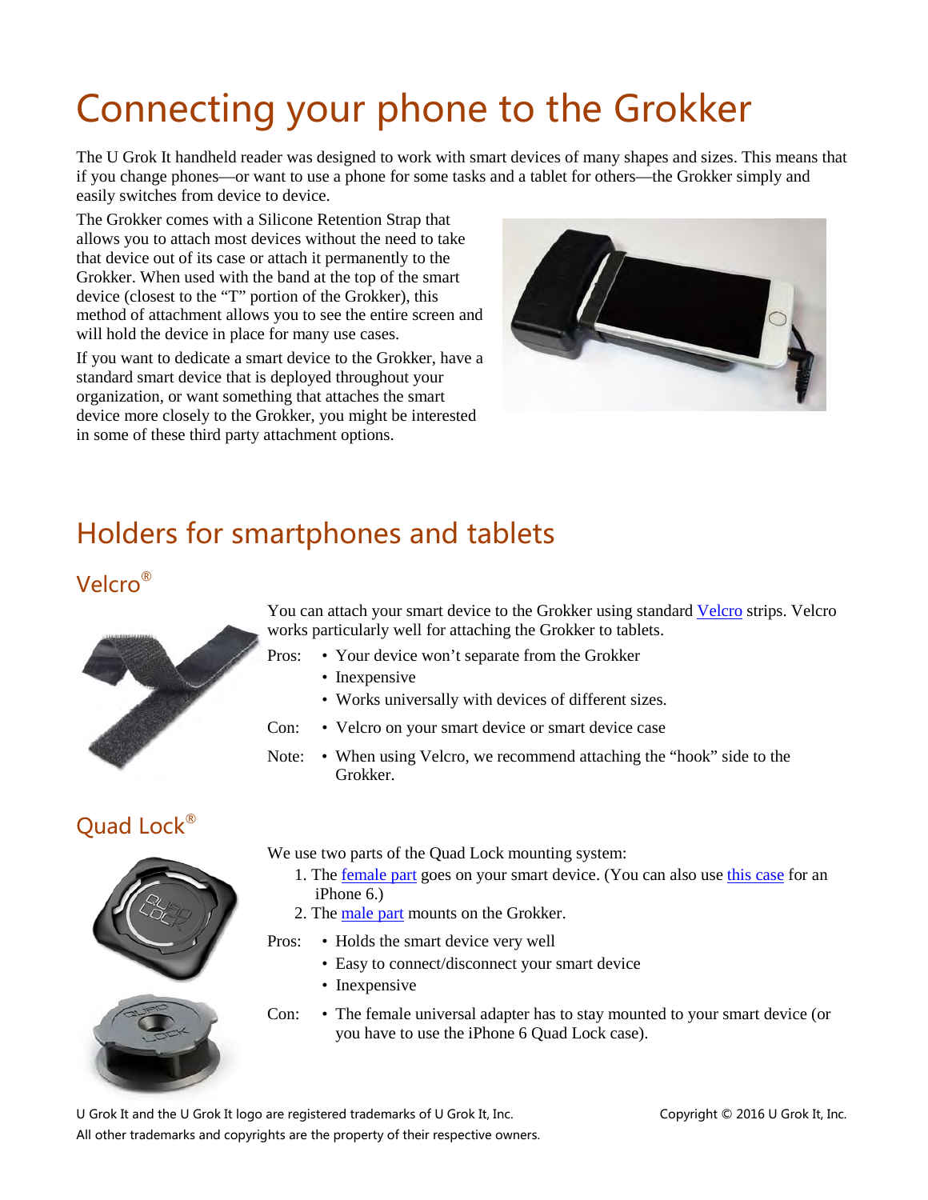# Connecting your phone to the Grokker

The U Grok It handheld reader was designed to work with smart devices of many shapes and sizes. This means that if you change phones—or want to use a phone for some tasks and a tablet for others—the Grokker simply and easily switches from device to device.

The Grokker comes with a Silicone Retention Strap that allows you to attach most devices without the need to take that device out of its case or attach it permanently to the Grokker. When used with the band at the top of the smart device (closest to the "T" portion of the Grokker), this method of attachment allows you to see the entire screen and will hold the device in place for many use cases.

If you want to dedicate a smart device to the Grokker, have a standard smart device that is deployed throughout your organization, or want something that attaches the smart device more closely to the Grokker, you might be interested in some of these third party attachment options.

## Holders for smartphones and tablets

### Velcro®

You can attach your smart device to the Grokker using standard Velcro strips. Velcro works particularly well for attaching the Grokker to tablets.

Pros:
- Your device won't separate from the Grokker
- Inexpensive
- Works universally with devices of different sizes.

Con:
- Velcro on your smart device or smart device case

Note:
- When using Velcro, we recommend attaching the "hook" side to the Grokker.

### Quad Lock®

We use two parts of the Quad Lock mounting system:

1. The female part goes on your smart device. (You can also use this case for an iPhone 6.)
2. The male part mounts on the Grokker.

Pros:
- Holds the smart device very well
- Easy to connect/disconnect your smart device
- Inexpensive

Con:
- The female universal adapter has to stay mounted to your smart device (or you have to use the iPhone 6 Quad Lock case).

U Grok It and the U Grok It logo are registered trademarks of U Grok It, Inc.
All other trademarks and copyrights are the property of their respective owners.

Copyright © 2016 U Grok It, Inc.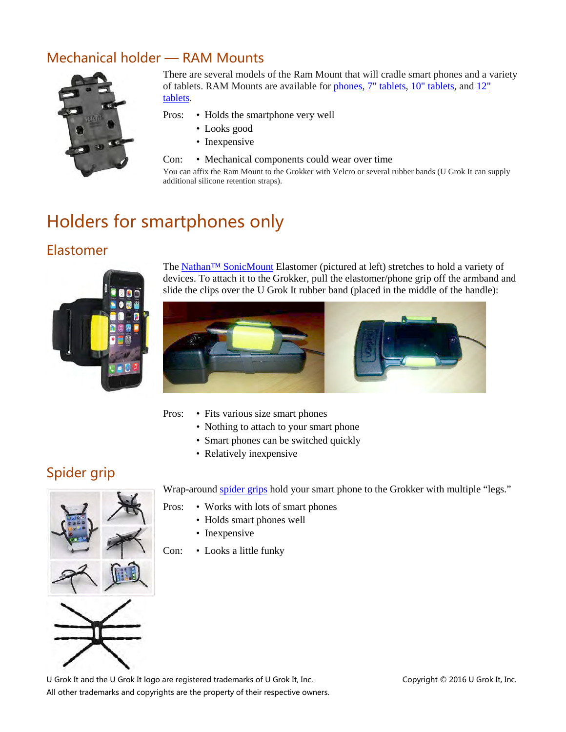## Mechanical holder — RAM Mounts

There are several models of the Ram Mount that will cradle smart phones and a variety of tablets. RAM Mounts are available for phones, 7" tablets, 10" tablets, and 12" tablets.

Pros:
- Holds the smartphone very well
- Looks good
- Inexpensive

Con:
- Mechanical components could wear over time

You can affix the Ram Mount to the Grokker with Velcro or several rubber bands (U Grok It can supply additional silicone retention straps).

# Holders for smartphones only

## Elastomer

The Nathan™ SonicMount Elastomer (pictured at left) stretches to hold a variety of devices. To attach it to the Grokker, pull the elastomer/phone grip off the armband and slide the clips over the U Grok It rubber band (placed in the middle of the handle):

Pros:
- Fits various size smart phones
- Nothing to attach to your smart phone
- Smart phones can be switched quickly
- Relatively inexpensive

## Spider grip

Wrap-around spider grips hold your smart phone to the Grokker with multiple "legs."

Pros:
- Works with lots of smart phones
- Holds smart phones well
- Inexpensive

Con:
- Looks a little funky

U Grok It and the U Grok It logo are registered trademarks of U Grok It, Inc.
All other trademarks and copyrights are the property of their respective owners.

Copyright © 2016 U Grok It, Inc.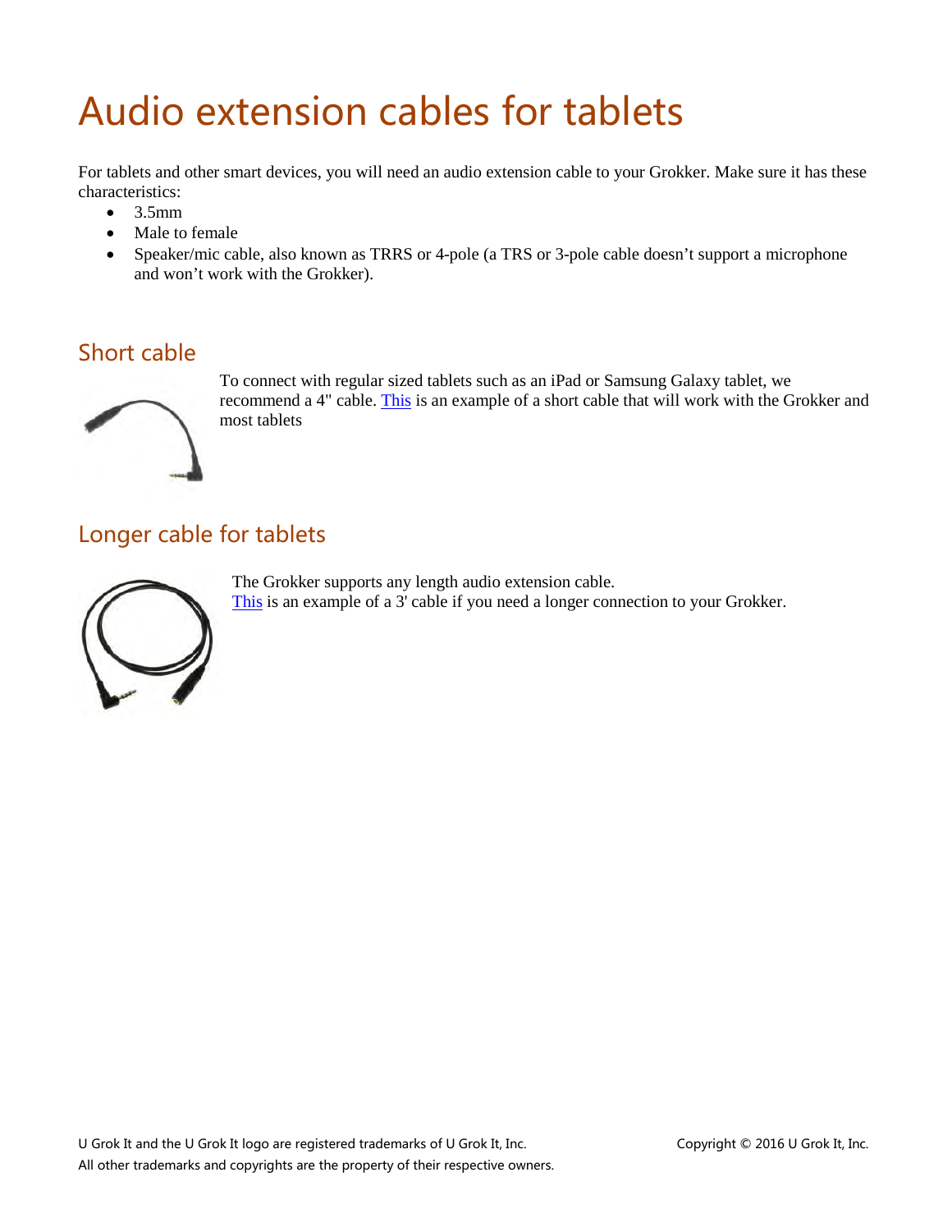# Audio extension cables for tablets

For tablets and other smart devices, you will need an audio extension cable to your Grokker. Make sure it has these characteristics:

- 3.5mm
- Male to female
- Speaker/mic cable, also known as TRRS or 4-pole (a TRS or 3-pole cable doesn't support a microphone and won't work with the Grokker).

## Short cable

To connect with regular sized tablets such as an iPad or Samsung Galaxy tablet, we recommend a 4" cable. This is an example of a short cable that will work with the Grokker and most tablets

## Longer cable for tablets

The Grokker supports any length audio extension cable.
This is an example of a 3' cable if you need a longer connection to your Grokker.

U Grok It and the U Grok It logo are registered trademarks of U Grok It, Inc.
All other trademarks and copyrights are the property of their respective owners.

Copyright © 2016 U Grok It, Inc.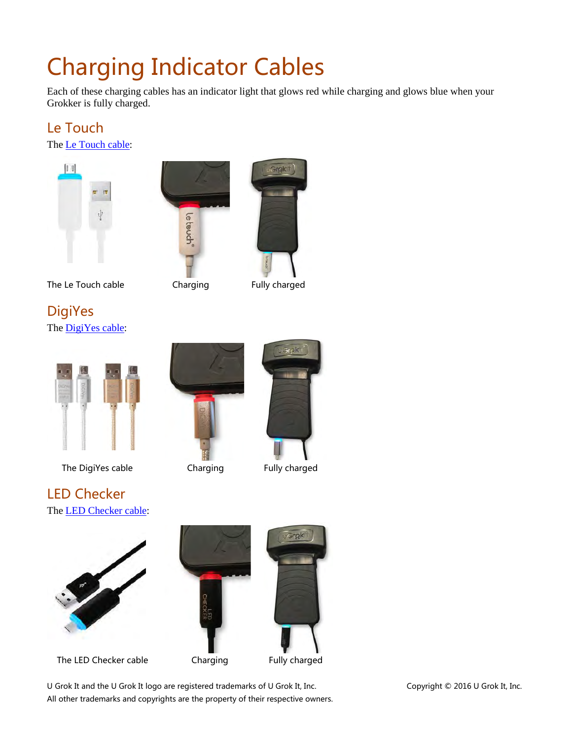# Charging Indicator Cables

Each of these charging cables has an indicator light that glows red while charging and glows blue when your Grokker is fully charged.

## Le Touch

The Le Touch cable:

The Le Touch cable

Charging

Fully charged

## DigiYes

The DigiYes cable:

The DigiYes cable

Charging

Fully charged

## LED Checker

The LED Checker cable:

The LED Checker cable

Charging

Fully charged

U Grok It and the U Grok It logo are registered trademarks of U Grok It, Inc.
All other trademarks and copyrights are the property of their respective owners.

Copyright © 2016 U Grok It, Inc.